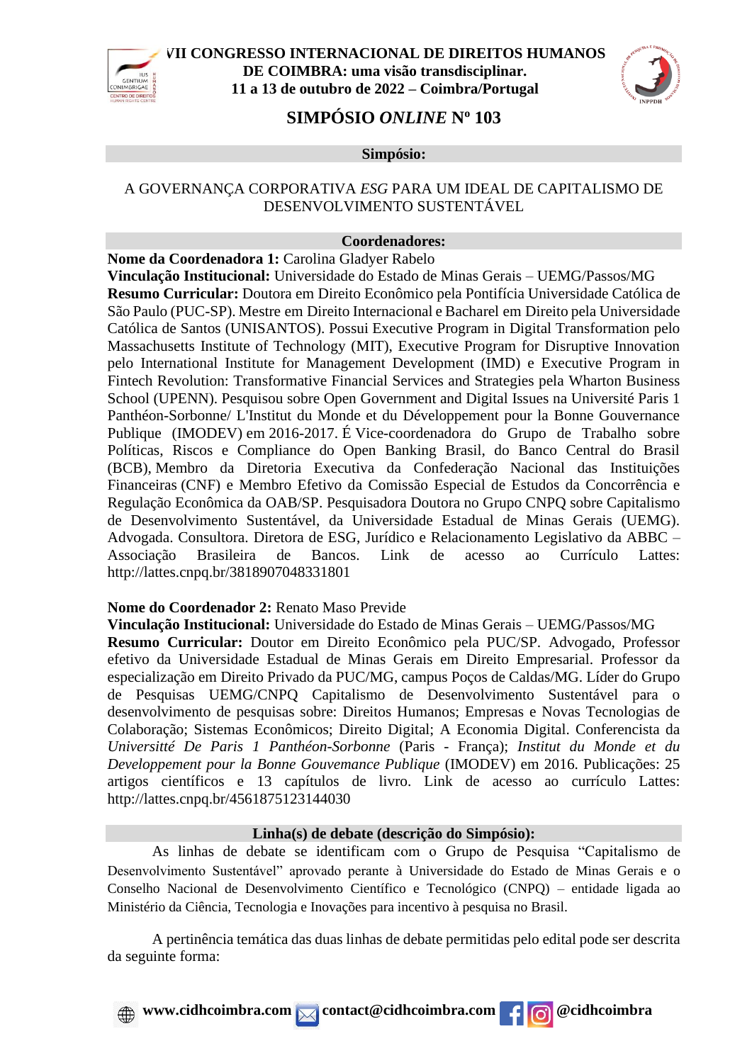# VII CONGRESSO INTERNACIONAL DE DIREITOS HUMANOS DE COIMBRA: uma visão transdisciplinar.

**11 a 13 de outubro de 2022 – Coimbra/Portugal**

## SIMPÓSIO *ONLINE* Nº 103

**Simpósio:**

A GOVERNANÇA CORPORATIVA *ESG* PARA UM IDEAL DE CAPITALISMO DE DESENVOLVIMENTO SUSTENTÁVEL

**Coordenadores:**

**Nome da Coordenadora 1:** Carolina Gladyer Rabelo

**Vinculação Institucional:** Universidade do Estado de Minas Gerais – UEMG/Passos/MG

**Resumo Curricular:** Doutora em Direito Econômico pela Pontifícia Universidade Católica de São Paulo (PUC-SP). Mestre em Direito Internacional e Bacharel em Direito pela Universidade Católica de Santos (UNISANTOS). Possui Executive Program in Digital Transformation pelo Massachusetts Institute of Technology (MIT), Executive Program for Disruptive Innovation pelo International Institute for Management Development (IMD) e Executive Program in Fintech Revolution: Transformative Financial Services and Strategies pela Wharton Business School (UPENN). Pesquisou sobre Open Government and Digital Issues na Université Paris 1 Panthéon-Sorbonne/ L'Institut du Monde et du Développement pour la Bonne Gouvernance Publique (IMODEV) em 2016-2017. É Vice-coordenadora do Grupo de Trabalho sobre Políticas, Riscos e Compliance do Open Banking Brasil, do Banco Central do Brasil (BCB), Membro da Diretoria Executiva da Confederação Nacional das Instituições Financeiras (CNF) e Membro Efetivo da Comissão Especial de Estudos da Concorrência e Regulação Econômica da OAB/SP. Pesquisadora Doutora no Grupo CNPQ sobre Capitalismo de Desenvolvimento Sustentável, da Universidade Estadual de Minas Gerais (UEMG). Advogada. Consultora. Diretora de ESG, Jurídico e Relacionamento Legislativo da ABBC – Associação Brasileira de Bancos. Link de acesso ao Currículo Lattes: http://lattes.cnpq.br/3818907048331801

**Nome do Coordenador 2:** Renato Maso Previde

**Vinculação Institucional:** Universidade do Estado de Minas Gerais – UEMG/Passos/MG

**Resumo Curricular:** Doutor em Direito Econômico pela PUC/SP. Advogado, Professor efetivo da Universidade Estadual de Minas Gerais em Direito Empresarial. Professor da especialização em Direito Privado da PUC/MG, campus Poços de Caldas/MG. Líder do Grupo de Pesquisas UEMG/CNPQ Capitalismo de Desenvolvimento Sustentável para o desenvolvimento de pesquisas sobre: Direitos Humanos; Empresas e Novas Tecnologias de Colaboração; Sistemas Econômicos; Direito Digital; A Economia Digital. Conferencista da *Universitté De Paris 1 Panthéon-Sorbonne* (Paris - França); *Institut du Monde et du Developpement pour la Bonne Gouvemance Publique* (IMODEV) em 2016. Publicações: 25 artigos científicos e 13 capítulos de livro. Link de acesso ao currículo Lattes: http://lattes.cnpq.br/4561875123144030

**Linha(s) de debate (descrição do Simpósio):**

As linhas de debate se identificam com o Grupo de Pesquisa "Capitalismo de Desenvolvimento Sustentável" aprovado perante à Universidade do Estado de Minas Gerais e o Conselho Nacional de Desenvolvimento Científico e Tecnológico (CNPQ) – entidade ligada ao Ministério da Ciência, Tecnologia e Inovações para incentivo à pesquisa no Brasil.

A pertinência temática das duas linhas de debate permitidas pelo edital pode ser descrita da seguinte forma: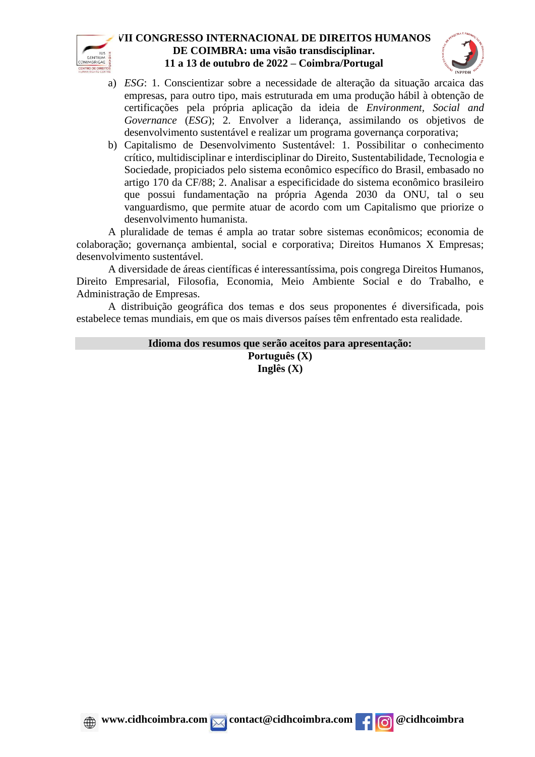a) *ESG*: 1. Conscientizar sobre a necessidade de alteração da situação arcaica das empresas, para outro tipo, mais estruturada em uma produção hábil à obtenção de certificações pela própria aplicação da ideia de *Environment, Social and Governance* (*ESG*); 2. Envolver a liderança, assimilando os objetivos de desenvolvimento sustentável e realizar um programa governança corporativa;
b) Capitalismo de Desenvolvimento Sustentável: 1. Possibilitar o conhecimento crítico, multidisciplinar e interdisciplinar do Direito, Sustentabilidade, Tecnologia e Sociedade, propiciados pelo sistema econômico específico do Brasil, embasado no artigo 170 da CF/88; 2. Analisar a especificidade do sistema econômico brasileiro que possui fundamentação na própria Agenda 2030 da ONU, tal o seu vanguardismo, que permite atuar de acordo com um Capitalismo que priorize o desenvolvimento humanista.

A pluralidade de temas é ampla ao tratar sobre sistemas econômicos; economia de colaboração; governança ambiental, social e corporativa; Direitos Humanos X Empresas; desenvolvimento sustentável.

A diversidade de áreas científicas é interessantíssima, pois congrega Direitos Humanos, Direito Empresarial, Filosofia, Economia, Meio Ambiente Social e do Trabalho, e Administração de Empresas.

A distribuição geográfica dos temas e dos seus proponentes é diversificada, pois estabelece temas mundiais, em que os mais diversos países têm enfrentado esta realidade.

**Idioma dos resumos que serão aceitos para apresentação:**

**Português (X)**

**Inglês (X)**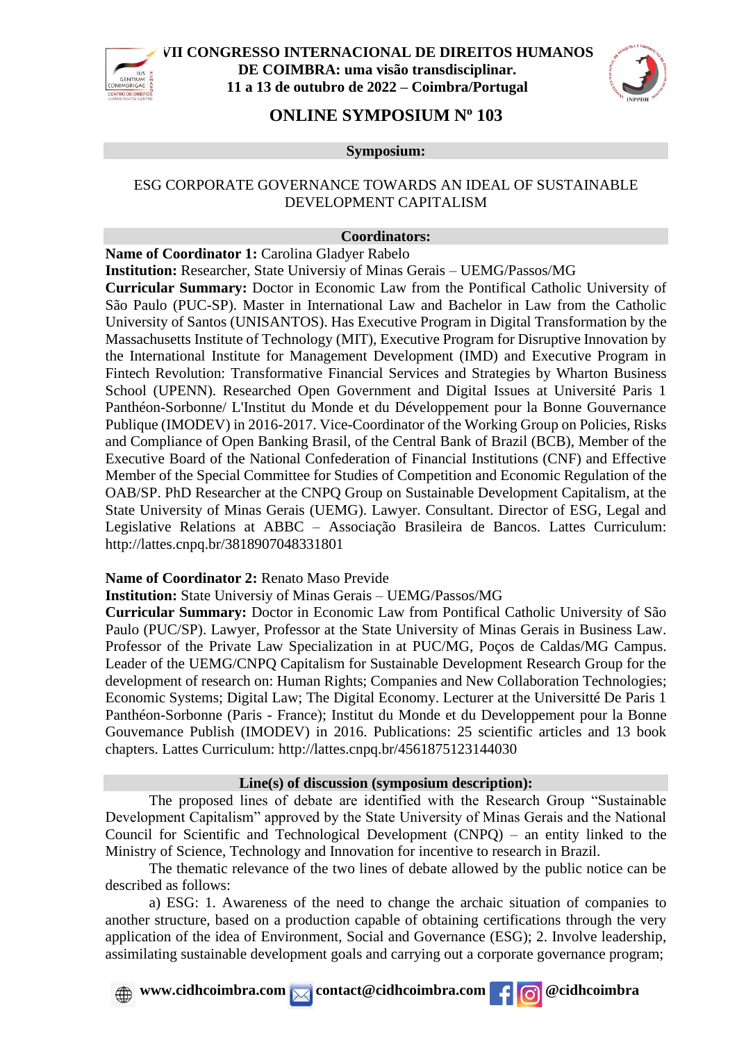# ONLINE SYMPOSIUM Nº 103

**Symposium:**

ESG CORPORATE GOVERNANCE TOWARDS AN IDEAL OF SUSTAINABLE DEVELOPMENT CAPITALISM

**Coordinators:**

**Name of Coordinator 1:** Carolina Gladyer Rabelo

**Institution:** Researcher, State Universiy of Minas Gerais – UEMG/Passos/MG

**Curricular Summary:** Doctor in Economic Law from the Pontifical Catholic University of São Paulo (PUC-SP). Master in International Law and Bachelor in Law from the Catholic University of Santos (UNISANTOS). Has Executive Program in Digital Transformation by the Massachusetts Institute of Technology (MIT), Executive Program for Disruptive Innovation by the International Institute for Management Development (IMD) and Executive Program in Fintech Revolution: Transformative Financial Services and Strategies by Wharton Business School (UPENN). Researched Open Government and Digital Issues at Université Paris 1 Panthéon-Sorbonne/ L'Institut du Monde et du Développement pour la Bonne Gouvernance Publique (IMODEV) in 2016-2017. Vice-Coordinator of the Working Group on Policies, Risks and Compliance of Open Banking Brasil, of the Central Bank of Brazil (BCB), Member of the Executive Board of the National Confederation of Financial Institutions (CNF) and Effective Member of the Special Committee for Studies of Competition and Economic Regulation of the OAB/SP. PhD Researcher at the CNPQ Group on Sustainable Development Capitalism, at the State University of Minas Gerais (UEMG). Lawyer. Consultant. Director of ESG, Legal and Legislative Relations at ABBC – Associação Brasileira de Bancos. Lattes Curriculum: http://lattes.cnpq.br/3818907048331801

**Name of Coordinator 2:** Renato Maso Previde

**Institution:** State Universiy of Minas Gerais – UEMG/Passos/MG

**Curricular Summary:** Doctor in Economic Law from Pontifical Catholic University of São Paulo (PUC/SP). Lawyer, Professor at the State University of Minas Gerais in Business Law. Professor of the Private Law Specialization in at PUC/MG, Poços de Caldas/MG Campus. Leader of the UEMG/CNPQ Capitalism for Sustainable Development Research Group for the development of research on: Human Rights; Companies and New Collaboration Technologies; Economic Systems; Digital Law; The Digital Economy. Lecturer at the Universitté De Paris 1 Panthéon-Sorbonne (Paris - France); Institut du Monde et du Developpement pour la Bonne Gouvemance Publish (IMODEV) in 2016. Publications: 25 scientific articles and 13 book chapters. Lattes Curriculum: http://lattes.cnpq.br/4561875123144030

**Line(s) of discussion (symposium description):**

The proposed lines of debate are identified with the Research Group “Sustainable Development Capitalism” approved by the State University of Minas Gerais and the National Council for Scientific and Technological Development (CNPQ) – an entity linked to the Ministry of Science, Technology and Innovation for incentive to research in Brazil.

The thematic relevance of the two lines of debate allowed by the public notice can be described as follows:

a) ESG: 1. Awareness of the need to change the archaic situation of companies to another structure, based on a production capable of obtaining certifications through the very application of the idea of Environment, Social and Governance (ESG); 2. Involve leadership, assimilating sustainable development goals and carrying out a corporate governance program;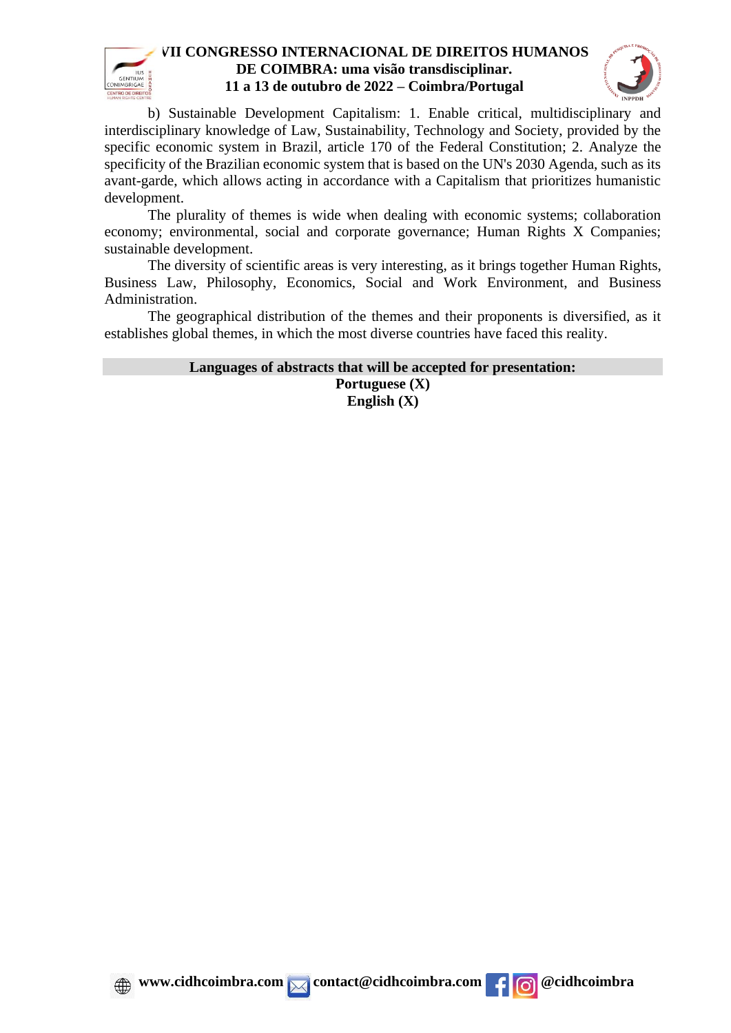b) Sustainable Development Capitalism: 1. Enable critical, multidisciplinary and interdisciplinary knowledge of Law, Sustainability, Technology and Society, provided by the specific economic system in Brazil, article 170 of the Federal Constitution; 2. Analyze the specificity of the Brazilian economic system that is based on the UN's 2030 Agenda, such as its avant-garde, which allows acting in accordance with a Capitalism that prioritizes humanistic development.

The plurality of themes is wide when dealing with economic systems; collaboration economy; environmental, social and corporate governance; Human Rights X Companies; sustainable development.

The diversity of scientific areas is very interesting, as it brings together Human Rights, Business Law, Philosophy, Economics, Social and Work Environment, and Business Administration.

The geographical distribution of the themes and their proponents is diversified, as it establishes global themes, in which the most diverse countries have faced this reality.

**Languages of abstracts that will be accepted for presentation:**

**Portuguese (X)**

**English (X)**